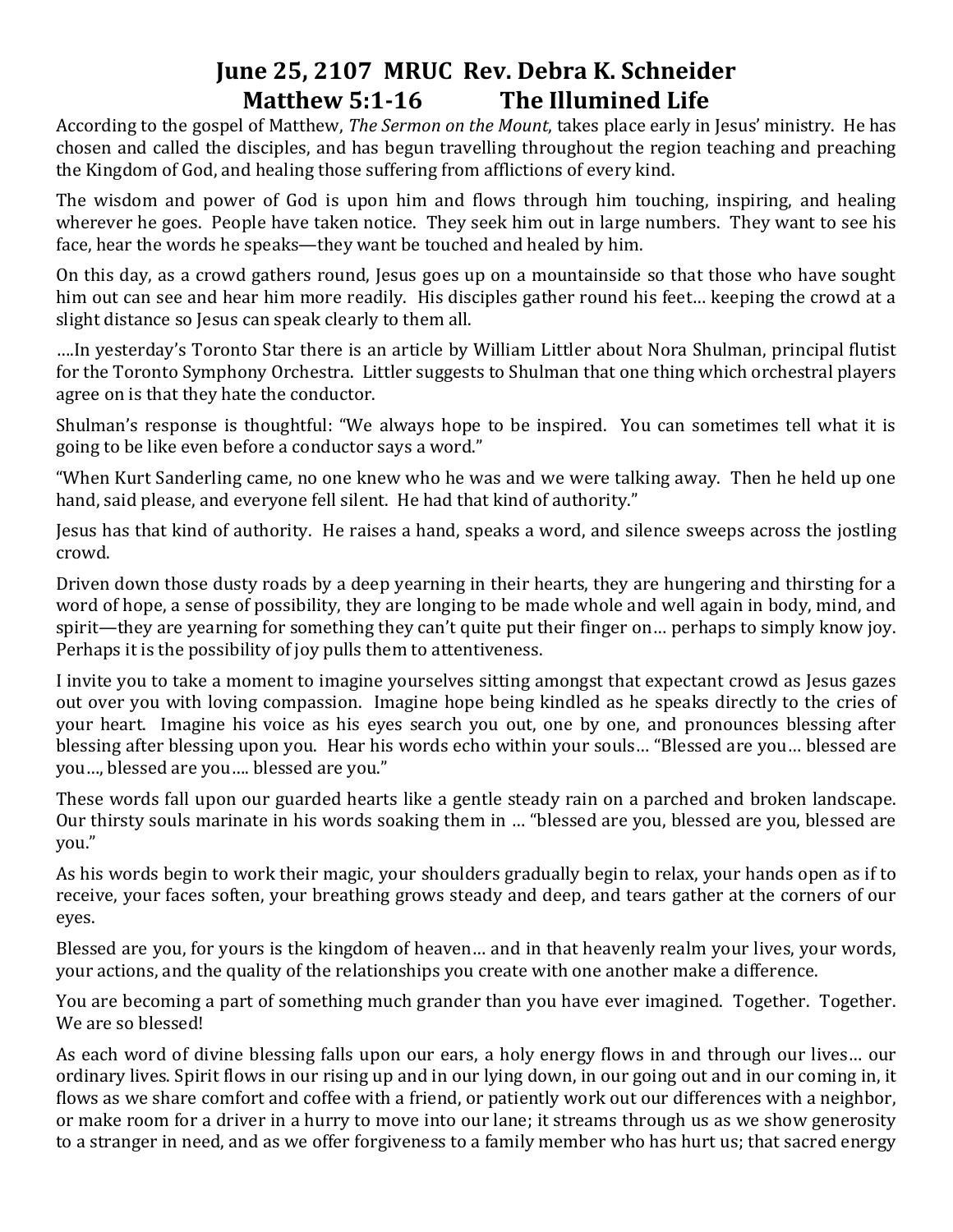# June 25, 2107 MRUC Rev. Debra K. Schneider
# Matthew 5:1-16 The Illumined Life

According to the gospel of Matthew, *The Sermon on the Mount*, takes place early in Jesus' ministry. He has chosen and called the disciples, and has begun travelling throughout the region teaching and preaching the Kingdom of God, and healing those suffering from afflictions of every kind.

The wisdom and power of God is upon him and flows through him touching, inspiring, and healing wherever he goes. People have taken notice. They seek him out in large numbers. They want to see his face, hear the words he speaks—they want be touched and healed by him.

On this day, as a crowd gathers round, Jesus goes up on a mountainside so that those who have sought him out can see and hear him more readily. His disciples gather round his feet… keeping the crowd at a slight distance so Jesus can speak clearly to them all.

….In yesterday's Toronto Star there is an article by William Littler about Nora Shulman, principal flutist for the Toronto Symphony Orchestra. Littler suggests to Shulman that one thing which orchestral players agree on is that they hate the conductor.

Shulman's response is thoughtful: "We always hope to be inspired. You can sometimes tell what it is going to be like even before a conductor says a word."

"When Kurt Sanderling came, no one knew who he was and we were talking away. Then he held up one hand, said please, and everyone fell silent. He had that kind of authority."

Jesus has that kind of authority. He raises a hand, speaks a word, and silence sweeps across the jostling crowd.

Driven down those dusty roads by a deep yearning in their hearts, they are hungering and thirsting for a word of hope, a sense of possibility, they are longing to be made whole and well again in body, mind, and spirit—they are yearning for something they can't quite put their finger on… perhaps to simply know joy. Perhaps it is the possibility of joy pulls them to attentiveness.

I invite you to take a moment to imagine yourselves sitting amongst that expectant crowd as Jesus gazes out over you with loving compassion. Imagine hope being kindled as he speaks directly to the cries of your heart. Imagine his voice as his eyes search you out, one by one, and pronounces blessing after blessing after blessing upon you. Hear his words echo within your souls… "Blessed are you… blessed are you…, blessed are you…. blessed are you."

These words fall upon our guarded hearts like a gentle steady rain on a parched and broken landscape. Our thirsty souls marinate in his words soaking them in … "blessed are you, blessed are you, blessed are you."

As his words begin to work their magic, your shoulders gradually begin to relax, your hands open as if to receive, your faces soften, your breathing grows steady and deep, and tears gather at the corners of our eyes.

Blessed are you, for yours is the kingdom of heaven… and in that heavenly realm your lives, your words, your actions, and the quality of the relationships you create with one another make a difference.

You are becoming a part of something much grander than you have ever imagined. Together. Together. We are so blessed!

As each word of divine blessing falls upon our ears, a holy energy flows in and through our lives… our ordinary lives. Spirit flows in our rising up and in our lying down, in our going out and in our coming in, it flows as we share comfort and coffee with a friend, or patiently work out our differences with a neighbor, or make room for a driver in a hurry to move into our lane; it streams through us as we show generosity to a stranger in need, and as we offer forgiveness to a family member who has hurt us; that sacred energy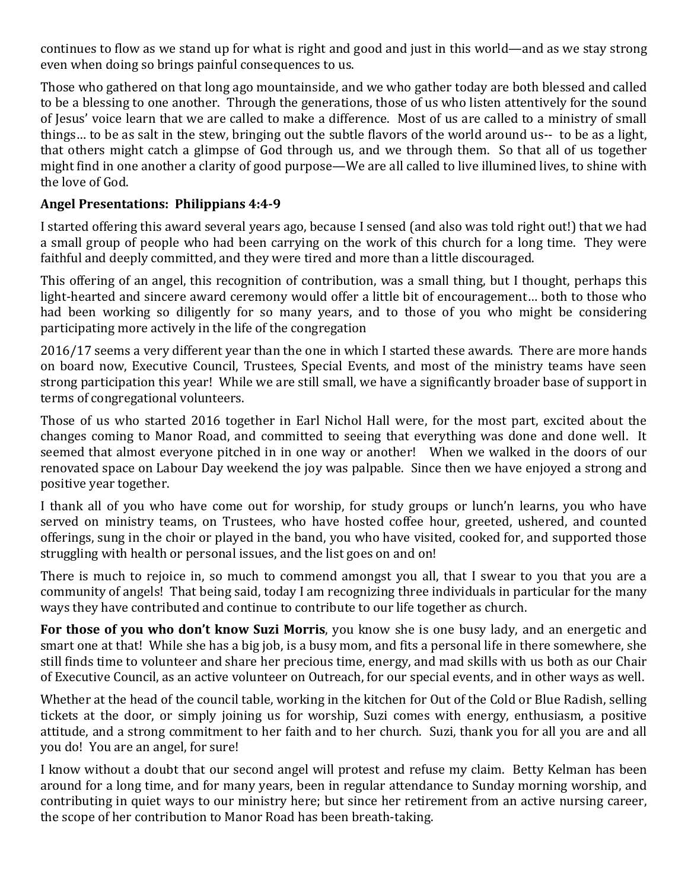continues to flow as we stand up for what is right and good and just in this world—and as we stay strong even when doing so brings painful consequences to us.

Those who gathered on that long ago mountainside, and we who gather today are both blessed and called to be a blessing to one another. Through the generations, those of us who listen attentively for the sound of Jesus' voice learn that we are called to make a difference. Most of us are called to a ministry of small things… to be as salt in the stew, bringing out the subtle flavors of the world around us-- to be as a light, that others might catch a glimpse of God through us, and we through them. So that all of us together might find in one another a clarity of good purpose—We are all called to live illumined lives, to shine with the love of God.

**Angel Presentations: Philippians 4:4-9**

I started offering this award several years ago, because I sensed (and also was told right out!) that we had a small group of people who had been carrying on the work of this church for a long time. They were faithful and deeply committed, and they were tired and more than a little discouraged.

This offering of an angel, this recognition of contribution, was a small thing, but I thought, perhaps this light-hearted and sincere award ceremony would offer a little bit of encouragement… both to those who had been working so diligently for so many years, and to those of you who might be considering participating more actively in the life of the congregation

2016/17 seems a very different year than the one in which I started these awards. There are more hands on board now, Executive Council, Trustees, Special Events, and most of the ministry teams have seen strong participation this year! While we are still small, we have a significantly broader base of support in terms of congregational volunteers.

Those of us who started 2016 together in Earl Nichol Hall were, for the most part, excited about the changes coming to Manor Road, and committed to seeing that everything was done and done well. It seemed that almost everyone pitched in in one way or another! When we walked in the doors of our renovated space on Labour Day weekend the joy was palpable. Since then we have enjoyed a strong and positive year together.

I thank all of you who have come out for worship, for study groups or lunch'n learns, you who have served on ministry teams, on Trustees, who have hosted coffee hour, greeted, ushered, and counted offerings, sung in the choir or played in the band, you who have visited, cooked for, and supported those struggling with health or personal issues, and the list goes on and on!

There is much to rejoice in, so much to commend amongst you all, that I swear to you that you are a community of angels! That being said, today I am recognizing three individuals in particular for the many ways they have contributed and continue to contribute to our life together as church.

**For those of you who don't know Suzi Morris**, you know she is one busy lady, and an energetic and smart one at that! While she has a big job, is a busy mom, and fits a personal life in there somewhere, she still finds time to volunteer and share her precious time, energy, and mad skills with us both as our Chair of Executive Council, as an active volunteer on Outreach, for our special events, and in other ways as well.

Whether at the head of the council table, working in the kitchen for Out of the Cold or Blue Radish, selling tickets at the door, or simply joining us for worship, Suzi comes with energy, enthusiasm, a positive attitude, and a strong commitment to her faith and to her church. Suzi, thank you for all you are and all you do! You are an angel, for sure!

I know without a doubt that our second angel will protest and refuse my claim. Betty Kelman has been around for a long time, and for many years, been in regular attendance to Sunday morning worship, and contributing in quiet ways to our ministry here; but since her retirement from an active nursing career, the scope of her contribution to Manor Road has been breath-taking.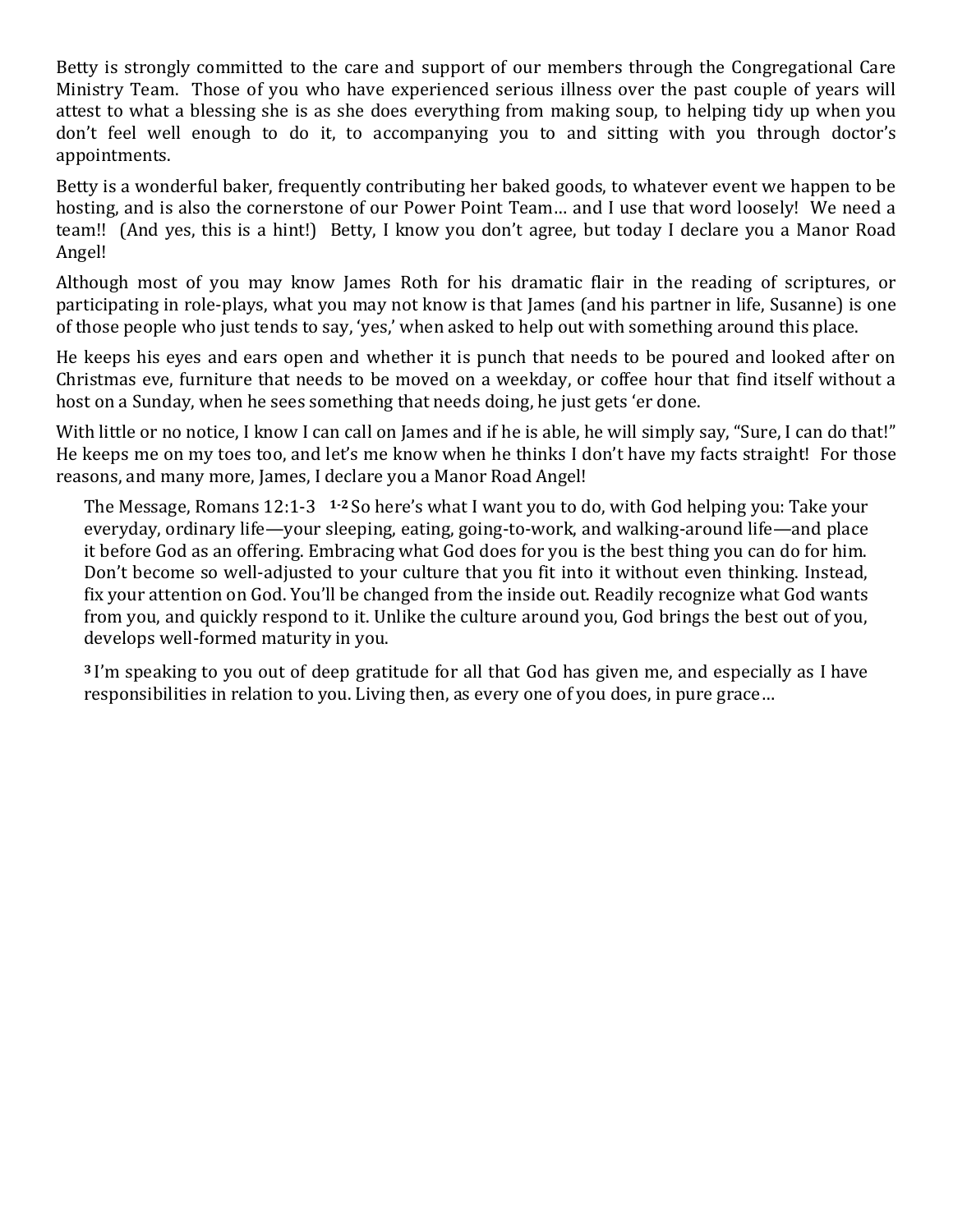Betty is strongly committed to the care and support of our members through the Congregational Care Ministry Team. Those of you who have experienced serious illness over the past couple of years will attest to what a blessing she is as she does everything from making soup, to helping tidy up when you don't feel well enough to do it, to accompanying you to and sitting with you through doctor's appointments.

Betty is a wonderful baker, frequently contributing her baked goods, to whatever event we happen to be hosting, and is also the cornerstone of our Power Point Team… and I use that word loosely! We need a team!! (And yes, this is a hint!) Betty, I know you don't agree, but today I declare you a Manor Road Angel!

Although most of you may know James Roth for his dramatic flair in the reading of scriptures, or participating in role-plays, what you may not know is that James (and his partner in life, Susanne) is one of those people who just tends to say, 'yes,' when asked to help out with something around this place.

He keeps his eyes and ears open and whether it is punch that needs to be poured and looked after on Christmas eve, furniture that needs to be moved on a weekday, or coffee hour that find itself without a host on a Sunday, when he sees something that needs doing, he just gets 'er done.

With little or no notice, I know I can call on James and if he is able, he will simply say, "Sure, I can do that!" He keeps me on my toes too, and let's me know when he thinks I don't have my facts straight! For those reasons, and many more, James, I declare you a Manor Road Angel!

> The Message, Romans 12:1-3 **1-2** So here's what I want you to do, with God helping you: Take your everyday, ordinary life—your sleeping, eating, going-to-work, and walking-around life—and place it before God as an offering. Embracing what God does for you is the best thing you can do for him. Don't become so well-adjusted to your culture that you fit into it without even thinking. Instead, fix your attention on God. You'll be changed from the inside out. Readily recognize what God wants from you, and quickly respond to it. Unlike the culture around you, God brings the best out of you, develops well-formed maturity in you.
>
> **3** I'm speaking to you out of deep gratitude for all that God has given me, and especially as I have responsibilities in relation to you. Living then, as every one of you does, in pure grace…